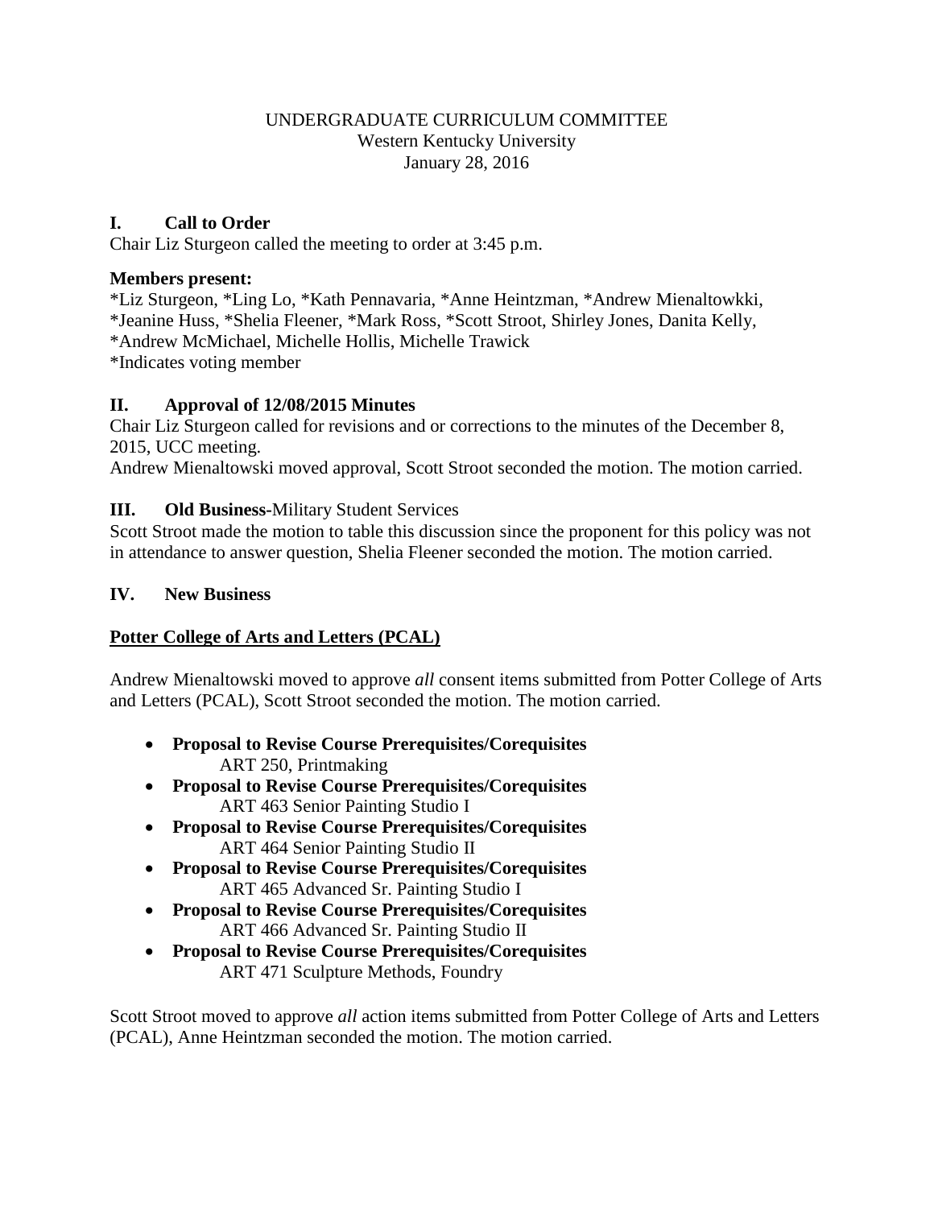UNDERGRADUATE CURRICULUM COMMITTEE
Western Kentucky University
January 28, 2016

## I. Call to Order

Chair Liz Sturgeon called the meeting to order at 3:45 p.m.

**Members present:**
*Liz Sturgeon, *Ling Lo, *Kath Pennavaria, *Anne Heintzman, *Andrew Mienaltowkki, *Jeanine Huss, *Shelia Fleener, *Mark Ross, *Scott Stroot, Shirley Jones, Danita Kelly, *Andrew McMichael, Michelle Hollis, Michelle Trawick
*Indicates voting member

## II. Approval of 12/08/2015 Minutes

Chair Liz Sturgeon called for revisions and or corrections to the minutes of the December 8, 2015, UCC meeting.
Andrew Mienaltowski moved approval, Scott Stroot seconded the motion. The motion carried.

## III. Old Business-Military Student Services

Scott Stroot made the motion to table this discussion since the proponent for this policy was not in attendance to answer question, Shelia Fleener seconded the motion. The motion carried.

## IV. New Business

**Potter College of Arts and Letters (PCAL)**

Andrew Mienaltowski moved to approve *all* consent items submitted from Potter College of Arts and Letters (PCAL), Scott Stroot seconded the motion. The motion carried.

- **Proposal to Revise Course Prerequisites/Corequisites**
  ART 250, Printmaking
- **Proposal to Revise Course Prerequisites/Corequisites**
  ART 463 Senior Painting Studio I
- **Proposal to Revise Course Prerequisites/Corequisites**
  ART 464 Senior Painting Studio II
- **Proposal to Revise Course Prerequisites/Corequisites**
  ART 465 Advanced Sr. Painting Studio I
- **Proposal to Revise Course Prerequisites/Corequisites**
  ART 466 Advanced Sr. Painting Studio II
- **Proposal to Revise Course Prerequisites/Corequisites**
  ART 471 Sculpture Methods, Foundry

Scott Stroot moved to approve *all* action items submitted from Potter College of Arts and Letters (PCAL), Anne Heintzman seconded the motion. The motion carried.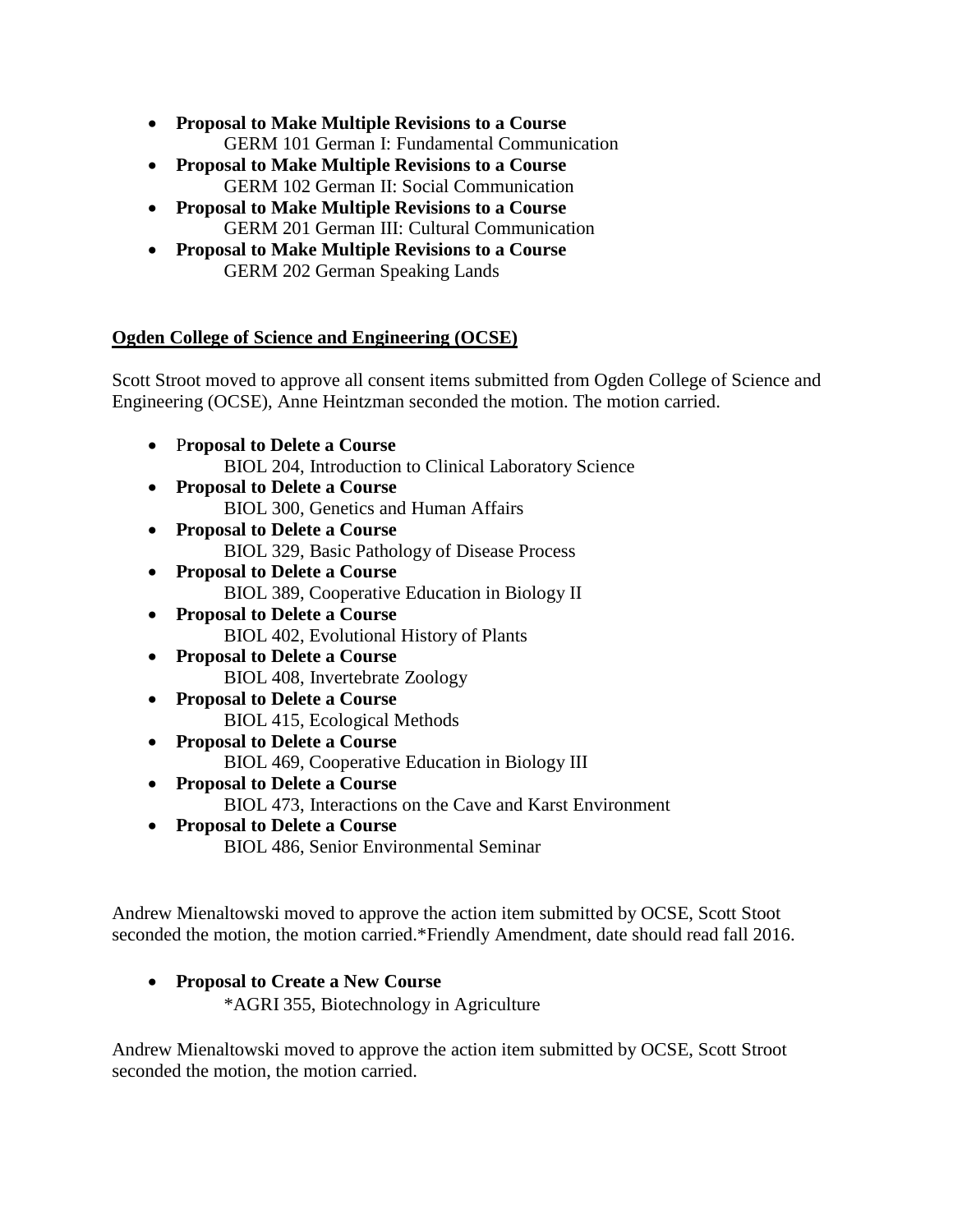- **Proposal to Make Multiple Revisions to a Course**
  GERM 101 German I: Fundamental Communication
- **Proposal to Make Multiple Revisions to a Course**
  GERM 102 German II: Social Communication
- **Proposal to Make Multiple Revisions to a Course**
  GERM 201 German III: Cultural Communication
- **Proposal to Make Multiple Revisions to a Course**
  GERM 202 German Speaking Lands

**Ogden College of Science and Engineering (OCSE)**

Scott Stroot moved to approve all consent items submitted from Ogden College of Science and Engineering (OCSE), Anne Heintzman seconded the motion. The motion carried.

- P**roposal to Delete a Course**
  BIOL 204, Introduction to Clinical Laboratory Science
- **Proposal to Delete a Course**
  BIOL 300, Genetics and Human Affairs
- **Proposal to Delete a Course**
  BIOL 329, Basic Pathology of Disease Process
- **Proposal to Delete a Course**
  BIOL 389, Cooperative Education in Biology II
- **Proposal to Delete a Course**
  BIOL 402, Evolutional History of Plants
- **Proposal to Delete a Course**
  BIOL 408, Invertebrate Zoology
- **Proposal to Delete a Course**
  BIOL 415, Ecological Methods
- **Proposal to Delete a Course**
  BIOL 469, Cooperative Education in Biology III
- **Proposal to Delete a Course**
  BIOL 473, Interactions on the Cave and Karst Environment
- **Proposal to Delete a Course**
  BIOL 486, Senior Environmental Seminar

Andrew Mienaltowski moved to approve the action item submitted by OCSE, Scott Stoot seconded the motion, the motion carried.*Friendly Amendment, date should read fall 2016.

- **Proposal to Create a New Course**
  *AGRI 355, Biotechnology in Agriculture

Andrew Mienaltowski moved to approve the action item submitted by OCSE, Scott Stroot seconded the motion, the motion carried.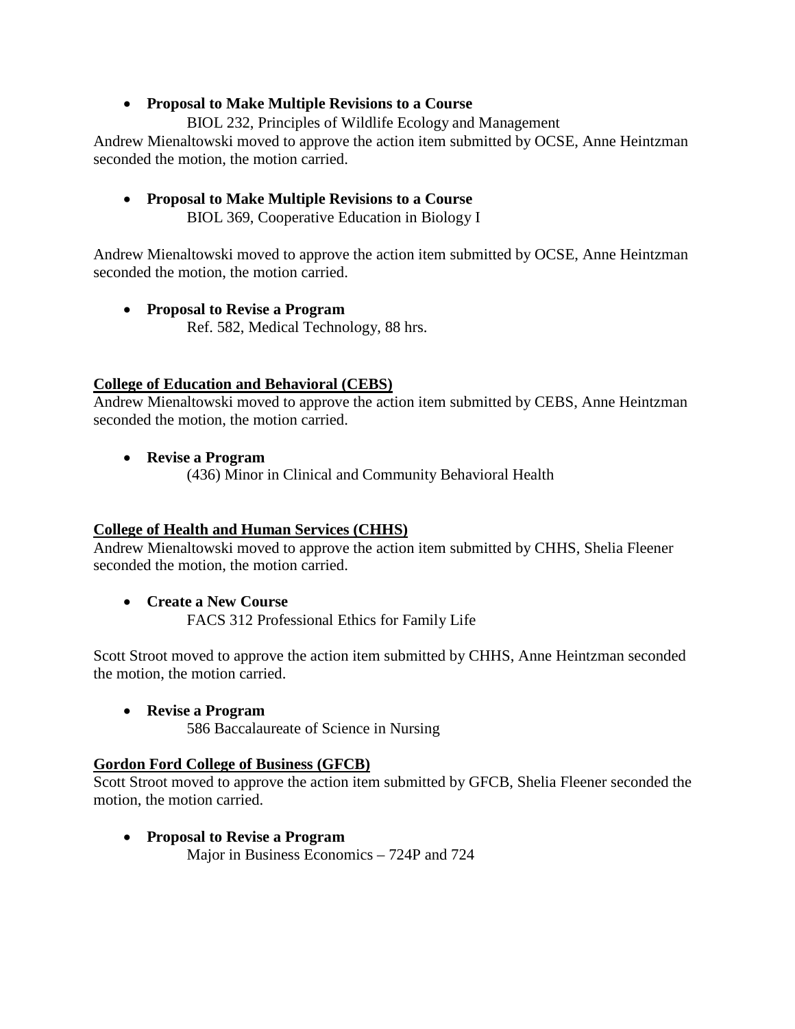- **Proposal to Make Multiple Revisions to a Course**

  BIOL 232, Principles of Wildlife Ecology and Management

Andrew Mienaltowski moved to approve the action item submitted by OCSE, Anne Heintzman seconded the motion, the motion carried.

- **Proposal to Make Multiple Revisions to a Course**

  BIOL 369, Cooperative Education in Biology I

Andrew Mienaltowski moved to approve the action item submitted by OCSE, Anne Heintzman seconded the motion, the motion carried.

- **Proposal to Revise a Program**

  Ref. 582, Medical Technology, 88 hrs.

**College of Education and Behavioral (CEBS)**

Andrew Mienaltowski moved to approve the action item submitted by CEBS, Anne Heintzman seconded the motion, the motion carried.

- **Revise a Program**

  (436) Minor in Clinical and Community Behavioral Health

**College of Health and Human Services (CHHS)**

Andrew Mienaltowski moved to approve the action item submitted by CHHS, Shelia Fleener seconded the motion, the motion carried.

- **Create a New Course**

  FACS 312 Professional Ethics for Family Life

Scott Stroot moved to approve the action item submitted by CHHS, Anne Heintzman seconded the motion, the motion carried.

- **Revise a Program**

  586 Baccalaureate of Science in Nursing

**Gordon Ford College of Business (GFCB)**

Scott Stroot moved to approve the action item submitted by GFCB, Shelia Fleener seconded the motion, the motion carried.

- **Proposal to Revise a Program**

  Major in Business Economics – 724P and 724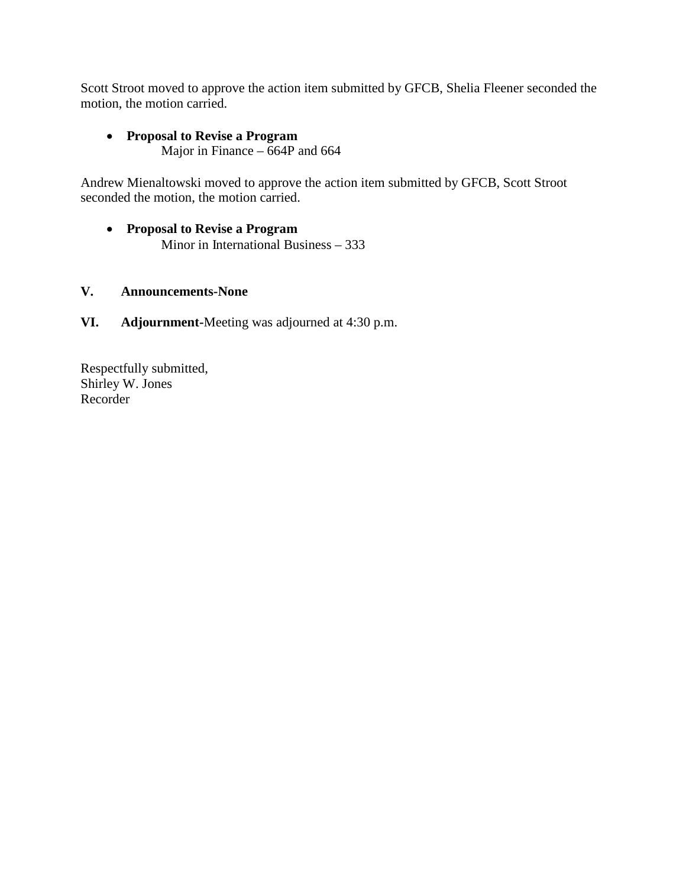Scott Stroot moved to approve the action item submitted by GFCB, Shelia Fleener seconded the motion, the motion carried.

- **Proposal to Revise a Program**
  Major in Finance – 664P and 664

Andrew Mienaltowski moved to approve the action item submitted by GFCB, Scott Stroot seconded the motion, the motion carried.

- **Proposal to Revise a Program**
  Minor in International Business – 333

**V. Announcements-None**

**VI. Adjournment**-Meeting was adjourned at 4:30 p.m.

Respectfully submitted,
Shirley W. Jones
Recorder